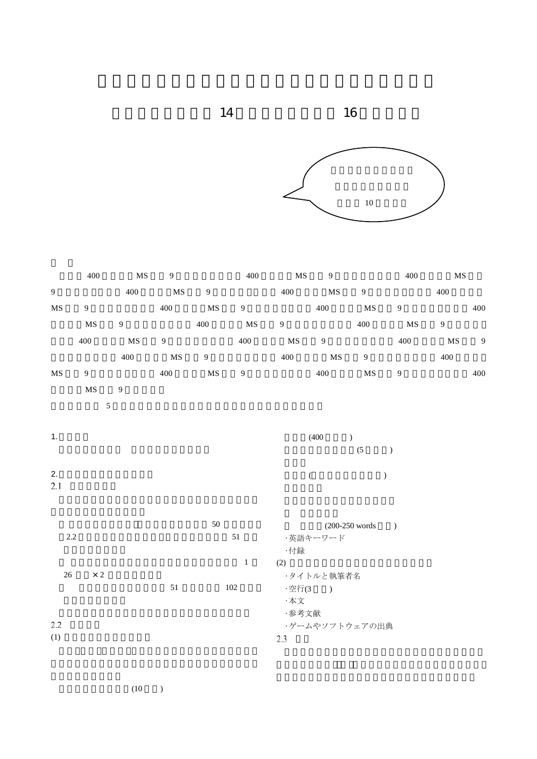14 16

10

400 MS 9 400 MS 9 400 MS 9 400 MS 9 400 MS 9 400 MS 9 400 MS 9 400 MS 9 400 MS 9 400 MS 9 400 MS 9 400 MS 9 400 MS 9 400 MS 9 400 MS 9 400 MS 9 400 MS 9 400 MS 9 400 MS 9 400 MS 9 400 MS 9 400 MS 9

5

1.

2.

2.1

50

2.2 51

1

26 ×2

51 102

2.2

(1)

(10 )

(400 )

(5 )

( )

(200-250 words )

·英語キーワード

·付録

(2)

·タイトルと執筆者名

·空行(3 )

·本文

·参考文献

·ゲームやソフトウェアの出典

2.3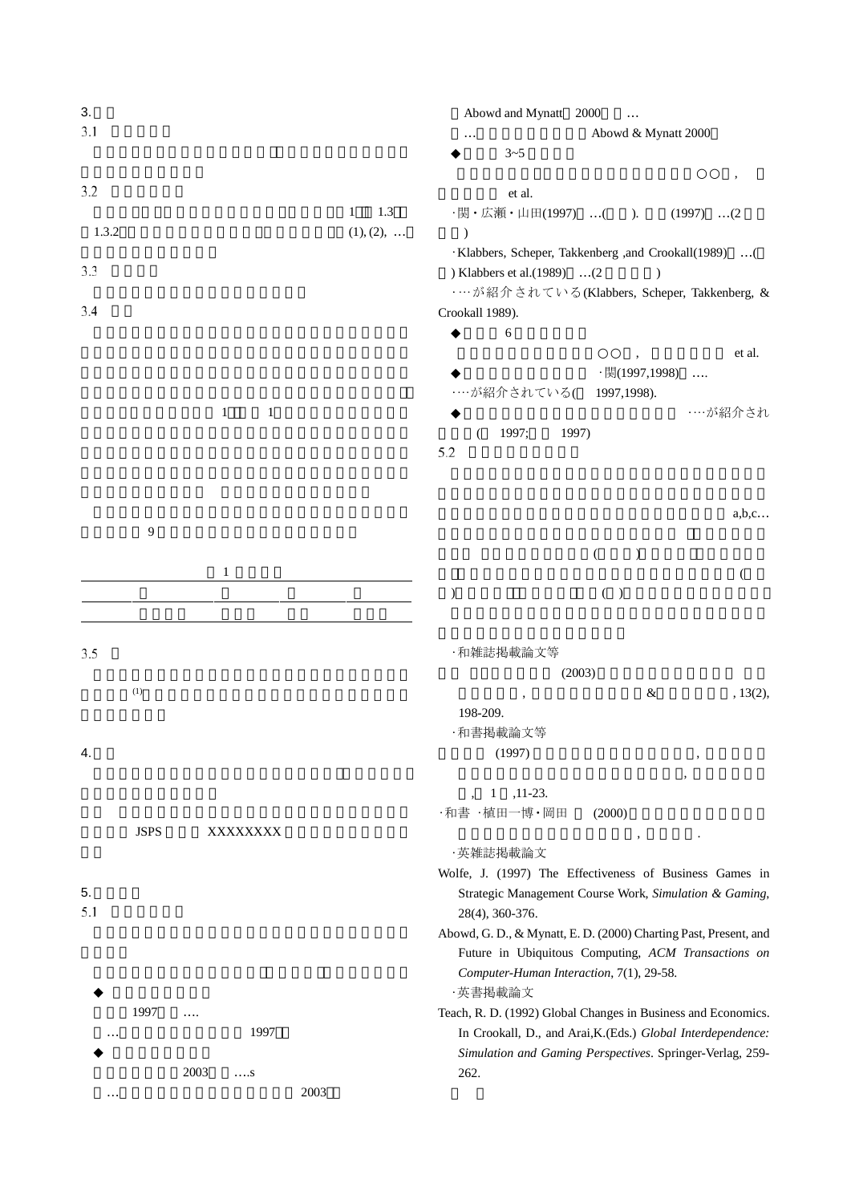3.

3.1

3.2

1 1.3

1.3.2 (1), (2), …

3.3

3.4

1 1

9

| | 1 | | |
|---|---|---|---|
| | | | |
| | | | |

3.5

(1)

4.

JSPS XXXXXXXX

5.

5.1

◆

1997 ….

… 1997

◆

2003 ….s

… 2003

Abowd and Mynatt 2000 …

… Abowd & Mynatt 2000

◆ 3~5

○○ ,

et al.

･関・広瀬・山田(1997) …( ). (1997) …(2

)

･Klabbers, Scheper, Takkenberg ,and Crookall(1989) …(

) Klabbers et al.(1989) …(2 )

･…が紹介されている(Klabbers, Scheper, Takkenberg, & Crookall 1989).

◆ 6

○○ , et al.

◆ ･関(1997,1998) ….

･…が紹介されている( 1997,1998).

◆ …が紹介され

( 1997; 1997)

5.2

a,b,c…

( )

(

) ( )

･和雑誌掲載論文等

(2003)

, & , 13(2), 198-209.

･和書掲載論文等

(1997) ,

,

, 1 ,11-23.

･和書 ･植田一博･岡田 (2000)

, .

･英雑誌掲載論文

Wolfe, J. (1997) The Effectiveness of Business Games in Strategic Management Course Work, *Simulation & Gaming*, 28(4), 360-376.

Abowd, G. D., & Mynatt, E. D. (2000) Charting Past, Present, and Future in Ubiquitous Computing, *ACM Transactions on Computer-Human Interaction*, 7(1), 29-58.

･英書掲載論文

Teach, R. D. (1992) Global Changes in Business and Economics. In Crookall, D., and Arai,K.(Eds.) *Global Interdependence: Simulation and Gaming Perspectives*. Springer-Verlag, 259-262.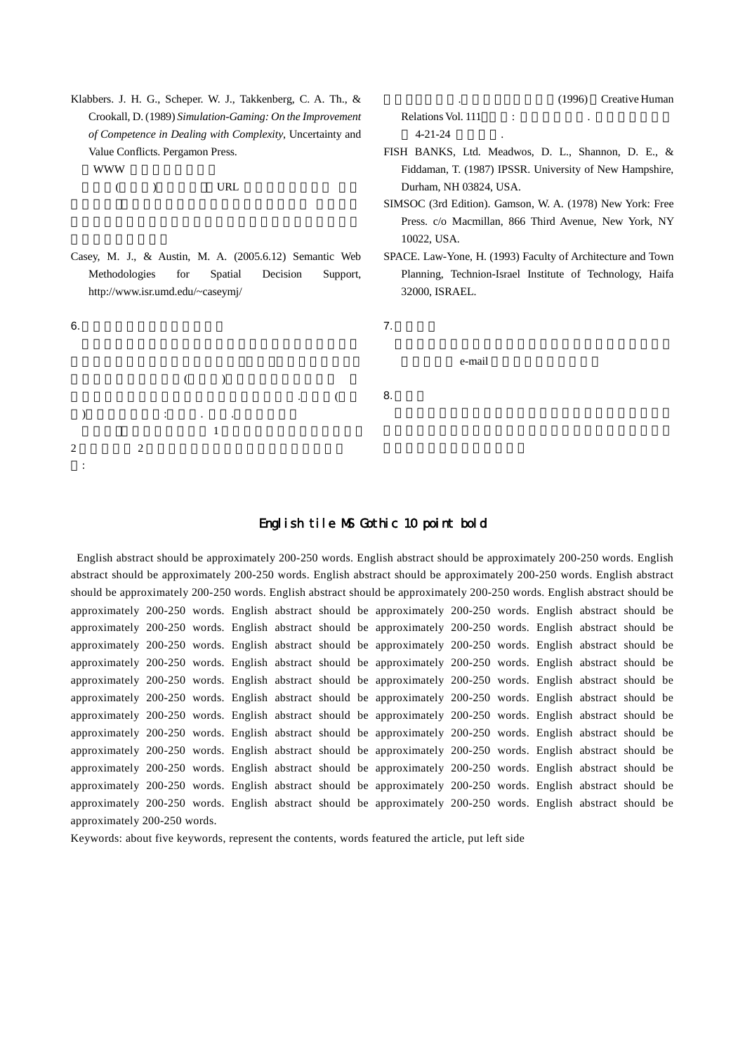Klabbers. J. H. G., Scheper. W. J., Takkenberg, C. A. Th., & Crookall, D. (1989) *Simulation-Gaming: On the Improvement of Competence in Dealing with Complexity*, Uncertainty and Value Conflicts. Pergamon Press.

WWW

( ) URL

Casey, M. J., & Austin, M. A. (2005.6.12) Semantic Web Methodologies for Spatial Decision Support, http://www.isr.umd.edu/~caseymj/

6.

( )

. (

) : . .

1

2 2

:

. (1996) Creative Human Relations Vol. 111 : .

4-21-24 .

FISH BANKS, Ltd. Meadwos, D. L., Shannon, D. E., & Fiddaman, T. (1987) IPSSR. University of New Hampshire, Durham, NH 03824, USA.

SIMSOC (3rd Edition). Gamson, W. A. (1978) New York: Free Press. c/o Macmillan, 866 Third Avenue, New York, NY 10022, USA.

SPACE. Law-Yone, H. (1993) Faculty of Architecture and Town Planning, Technion-Israel Institute of Technology, Haifa 32000, ISRAEL.

7.

e-mail

8.

## English tile MS Gothic 10 point bold

English abstract should be approximately 200-250 words. English abstract should be approximately 200-250 words. English abstract should be approximately 200-250 words. English abstract should be approximately 200-250 words. English abstract should be approximately 200-250 words. English abstract should be approximately 200-250 words. English abstract should be approximately 200-250 words. English abstract should be approximately 200-250 words. English abstract should be approximately 200-250 words. English abstract should be approximately 200-250 words. English abstract should be approximately 200-250 words. English abstract should be approximately 200-250 words. English abstract should be approximately 200-250 words. English abstract should be approximately 200-250 words. English abstract should be approximately 200-250 words. English abstract should be approximately 200-250 words. English abstract should be approximately 200-250 words. English abstract should be approximately 200-250 words. English abstract should be approximately 200-250 words. English abstract should be approximately 200-250 words. English abstract should be approximately 200-250 words. English abstract should be approximately 200-250 words. English abstract should be approximately 200-250 words. English abstract should be approximately 200-250 words. English abstract should be approximately 200-250 words. English abstract should be approximately 200-250 words. English abstract should be approximately 200-250 words. English abstract should be approximately 200-250 words. English abstract should be approximately 200-250 words. English abstract should be approximately 200-250 words. English abstract should be approximately 200-250 words. English abstract should be approximately 200-250 words. English abstract should be approximately 200-250 words. English abstract should be approximately 200-250 words. English abstract should be approximately 200-250 words. English abstract should be approximately 200-250 words. English abstract should be approximately 200-250 words.

Keywords: about five keywords, represent the contents, words featured the article, put left side